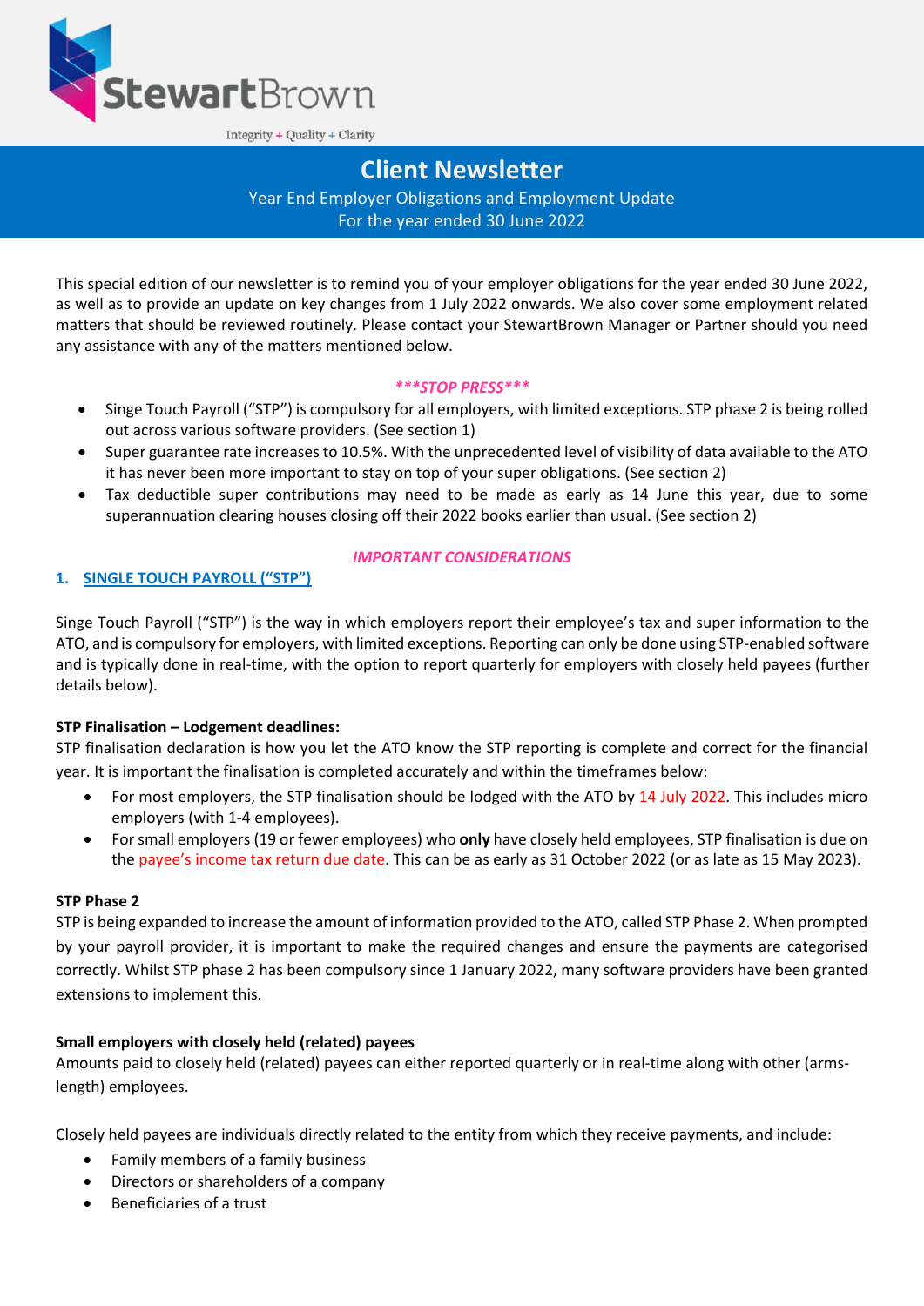StewartBrown

Integrity + Quality + Clarity

# Client Newsletter

Year End Employer Obligations and Employment Update
For the year ended 30 June 2022

This special edition of our newsletter is to remind you of your employer obligations for the year ended 30 June 2022, as well as to provide an update on key changes from 1 July 2022 onwards. We also cover some employment related matters that should be reviewed routinely. Please contact your StewartBrown Manager or Partner should you need any assistance with any of the matters mentioned below.

***\*\*\*STOP PRESS\*\*\****

- Singe Touch Payroll ("STP") is compulsory for all employers, with limited exceptions. STP phase 2 is being rolled out across various software providers. (See section 1)
- Super guarantee rate increases to 10.5%. With the unprecedented level of visibility of data available to the ATO it has never been more important to stay on top of your super obligations. (See section 2)
- Tax deductible super contributions may need to be made as early as 14 June this year, due to some superannuation clearing houses closing off their 2022 books earlier than usual. (See section 2)

***IMPORTANT CONSIDERATIONS***

## 1. SINGLE TOUCH PAYROLL ("STP")

Singe Touch Payroll ("STP") is the way in which employers report their employee's tax and super information to the ATO, and is compulsory for employers, with limited exceptions. Reporting can only be done using STP-enabled software and is typically done in real-time, with the option to report quarterly for employers with closely held payees (further details below).

**STP Finalisation – Lodgement deadlines:**

STP finalisation declaration is how you let the ATO know the STP reporting is complete and correct for the financial year. It is important the finalisation is completed accurately and within the timeframes below:

- For most employers, the STP finalisation should be lodged with the ATO by 14 July 2022. This includes micro employers (with 1-4 employees).
- For small employers (19 or fewer employees) who **only** have closely held employees, STP finalisation is due on the payee's income tax return due date. This can be as early as 31 October 2022 (or as late as 15 May 2023).

**STP Phase 2**

STP is being expanded to increase the amount of information provided to the ATO, called STP Phase 2. When prompted by your payroll provider, it is important to make the required changes and ensure the payments are categorised correctly. Whilst STP phase 2 has been compulsory since 1 January 2022, many software providers have been granted extensions to implement this.

**Small employers with closely held (related) payees**

Amounts paid to closely held (related) payees can either reported quarterly or in real-time along with other (arms-length) employees.

Closely held payees are individuals directly related to the entity from which they receive payments, and include:

- Family members of a family business
- Directors or shareholders of a company
- Beneficiaries of a trust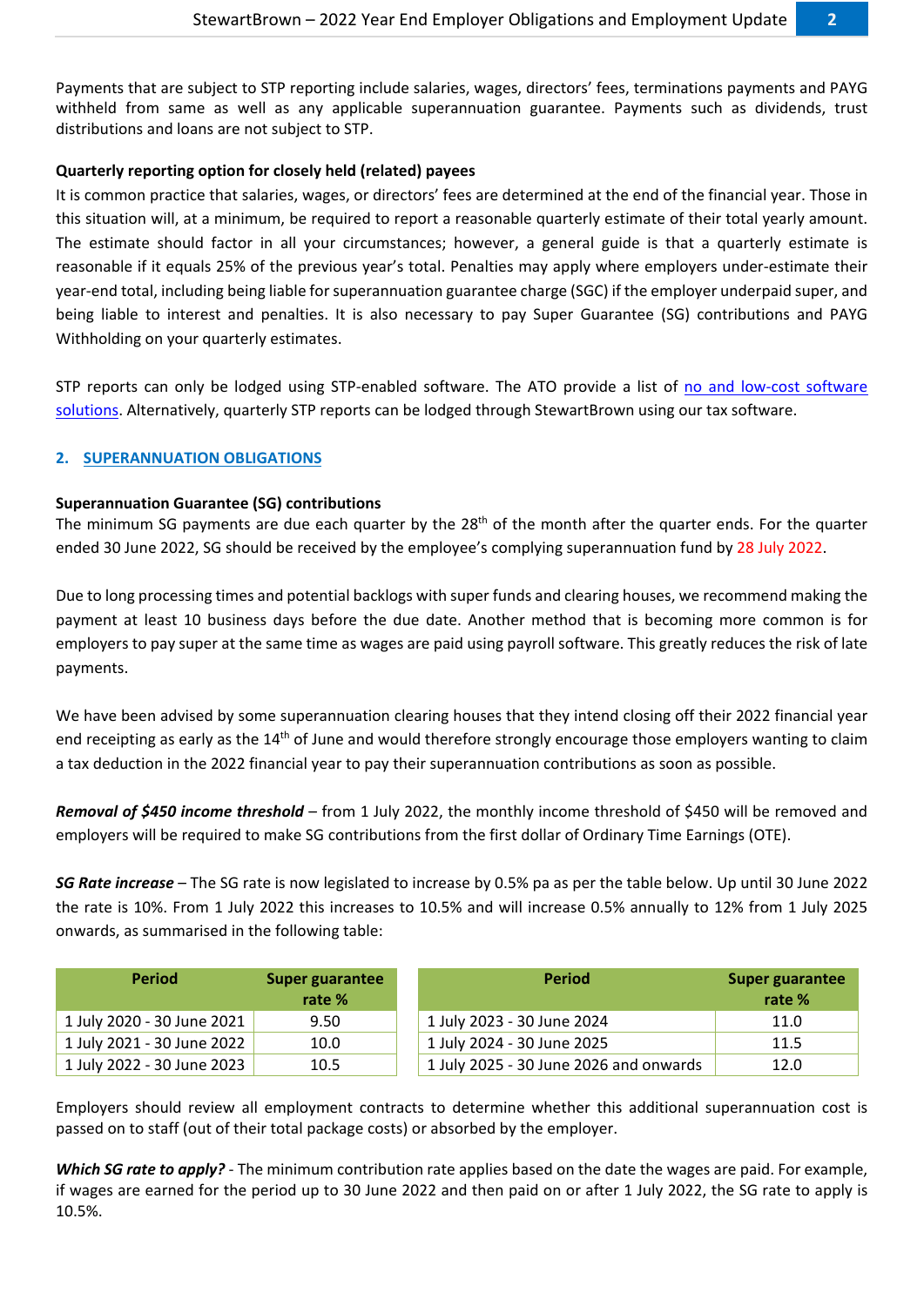Payments that are subject to STP reporting include salaries, wages, directors' fees, terminations payments and PAYG withheld from same as well as any applicable superannuation guarantee. Payments such as dividends, trust distributions and loans are not subject to STP.

**Quarterly reporting option for closely held (related) payees**

It is common practice that salaries, wages, or directors' fees are determined at the end of the financial year. Those in this situation will, at a minimum, be required to report a reasonable quarterly estimate of their total yearly amount. The estimate should factor in all your circumstances; however, a general guide is that a quarterly estimate is reasonable if it equals 25% of the previous year's total. Penalties may apply where employers under-estimate their year-end total, including being liable for superannuation guarantee charge (SGC) if the employer underpaid super, and being liable to interest and penalties. It is also necessary to pay Super Guarantee (SG) contributions and PAYG Withholding on your quarterly estimates.

STP reports can only be lodged using STP-enabled software. The ATO provide a list of no and low-cost software solutions. Alternatively, quarterly STP reports can be lodged through StewartBrown using our tax software.

## 2. SUPERANNUATION OBLIGATIONS

**Superannuation Guarantee (SG) contributions**

The minimum SG payments are due each quarter by the 28th of the month after the quarter ends. For the quarter ended 30 June 2022, SG should be received by the employee's complying superannuation fund by 28 July 2022.

Due to long processing times and potential backlogs with super funds and clearing houses, we recommend making the payment at least 10 business days before the due date. Another method that is becoming more common is for employers to pay super at the same time as wages are paid using payroll software. This greatly reduces the risk of late payments.

We have been advised by some superannuation clearing houses that they intend closing off their 2022 financial year end receipting as early as the 14th of June and would therefore strongly encourage those employers wanting to claim a tax deduction in the 2022 financial year to pay their superannuation contributions as soon as possible.

***Removal of $450 income threshold*** – from 1 July 2022, the monthly income threshold of $450 will be removed and employers will be required to make SG contributions from the first dollar of Ordinary Time Earnings (OTE).

***SG Rate increase*** – The SG rate is now legislated to increase by 0.5% pa as per the table below. Up until 30 June 2022 the rate is 10%. From 1 July 2022 this increases to 10.5% and will increase 0.5% annually to 12% from 1 July 2025 onwards, as summarised in the following table:

| Period | Super guarantee rate % |
|---|---|
| 1 July 2020 - 30 June 2021 | 9.50 |
| 1 July 2021 - 30 June 2022 | 10.0 |
| 1 July 2022 - 30 June 2023 | 10.5 |

| Period | Super guarantee rate % |
|---|---|
| 1 July 2023 - 30 June 2024 | 11.0 |
| 1 July 2024 - 30 June 2025 | 11.5 |
| 1 July 2025 - 30 June 2026 and onwards | 12.0 |

Employers should review all employment contracts to determine whether this additional superannuation cost is passed on to staff (out of their total package costs) or absorbed by the employer.

***Which SG rate to apply?*** - The minimum contribution rate applies based on the date the wages are paid. For example, if wages are earned for the period up to 30 June 2022 and then paid on or after 1 July 2022, the SG rate to apply is 10.5%.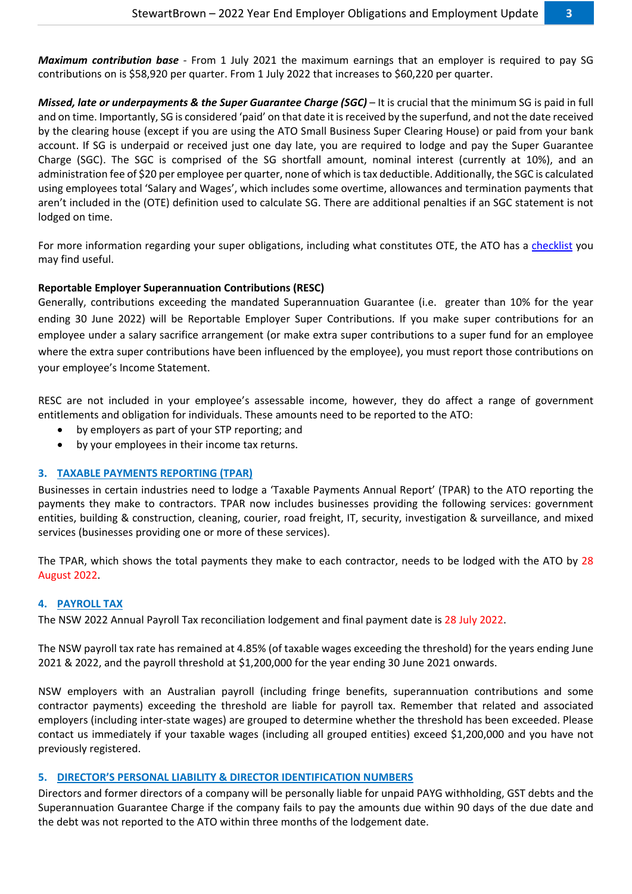***Maximum contribution base*** - From 1 July 2021 the maximum earnings that an employer is required to pay SG contributions on is $58,920 per quarter. From 1 July 2022 that increases to $60,220 per quarter.

***Missed, late or underpayments & the Super Guarantee Charge (SGC)*** – It is crucial that the minimum SG is paid in full and on time. Importantly, SG is considered 'paid' on that date it is received by the superfund, and not the date received by the clearing house (except if you are using the ATO Small Business Super Clearing House) or paid from your bank account. If SG is underpaid or received just one day late, you are required to lodge and pay the Super Guarantee Charge (SGC). The SGC is comprised of the SG shortfall amount, nominal interest (currently at 10%), and an administration fee of $20 per employee per quarter, none of which is tax deductible. Additionally, the SGC is calculated using employees total 'Salary and Wages', which includes some overtime, allowances and termination payments that aren't included in the (OTE) definition used to calculate SG. There are additional penalties if an SGC statement is not lodged on time.

For more information regarding your super obligations, including what constitutes OTE, the ATO has a checklist you may find useful.

**Reportable Employer Superannuation Contributions (RESC)**

Generally, contributions exceeding the mandated Superannuation Guarantee (i.e. greater than 10% for the year ending 30 June 2022) will be Reportable Employer Super Contributions. If you make super contributions for an employee under a salary sacrifice arrangement (or make extra super contributions to a super fund for an employee where the extra super contributions have been influenced by the employee), you must report those contributions on your employee's Income Statement.

RESC are not included in your employee's assessable income, however, they do affect a range of government entitlements and obligation for individuals. These amounts need to be reported to the ATO:

- by employers as part of your STP reporting; and
- by your employees in their income tax returns.

## 3. TAXABLE PAYMENTS REPORTING (TPAR)

Businesses in certain industries need to lodge a 'Taxable Payments Annual Report' (TPAR) to the ATO reporting the payments they make to contractors. TPAR now includes businesses providing the following services: government entities, building & construction, cleaning, courier, road freight, IT, security, investigation & surveillance, and mixed services (businesses providing one or more of these services).

The TPAR, which shows the total payments they make to each contractor, needs to be lodged with the ATO by 28 August 2022.

## 4. PAYROLL TAX

The NSW 2022 Annual Payroll Tax reconciliation lodgement and final payment date is 28 July 2022.

The NSW payroll tax rate has remained at 4.85% (of taxable wages exceeding the threshold) for the years ending June 2021 & 2022, and the payroll threshold at $1,200,000 for the year ending 30 June 2021 onwards.

NSW employers with an Australian payroll (including fringe benefits, superannuation contributions and some contractor payments) exceeding the threshold are liable for payroll tax. Remember that related and associated employers (including inter-state wages) are grouped to determine whether the threshold has been exceeded. Please contact us immediately if your taxable wages (including all grouped entities) exceed $1,200,000 and you have not previously registered.

## 5. DIRECTOR'S PERSONAL LIABILITY & DIRECTOR IDENTIFICATION NUMBERS

Directors and former directors of a company will be personally liable for unpaid PAYG withholding, GST debts and the Superannuation Guarantee Charge if the company fails to pay the amounts due within 90 days of the due date and the debt was not reported to the ATO within three months of the lodgement date.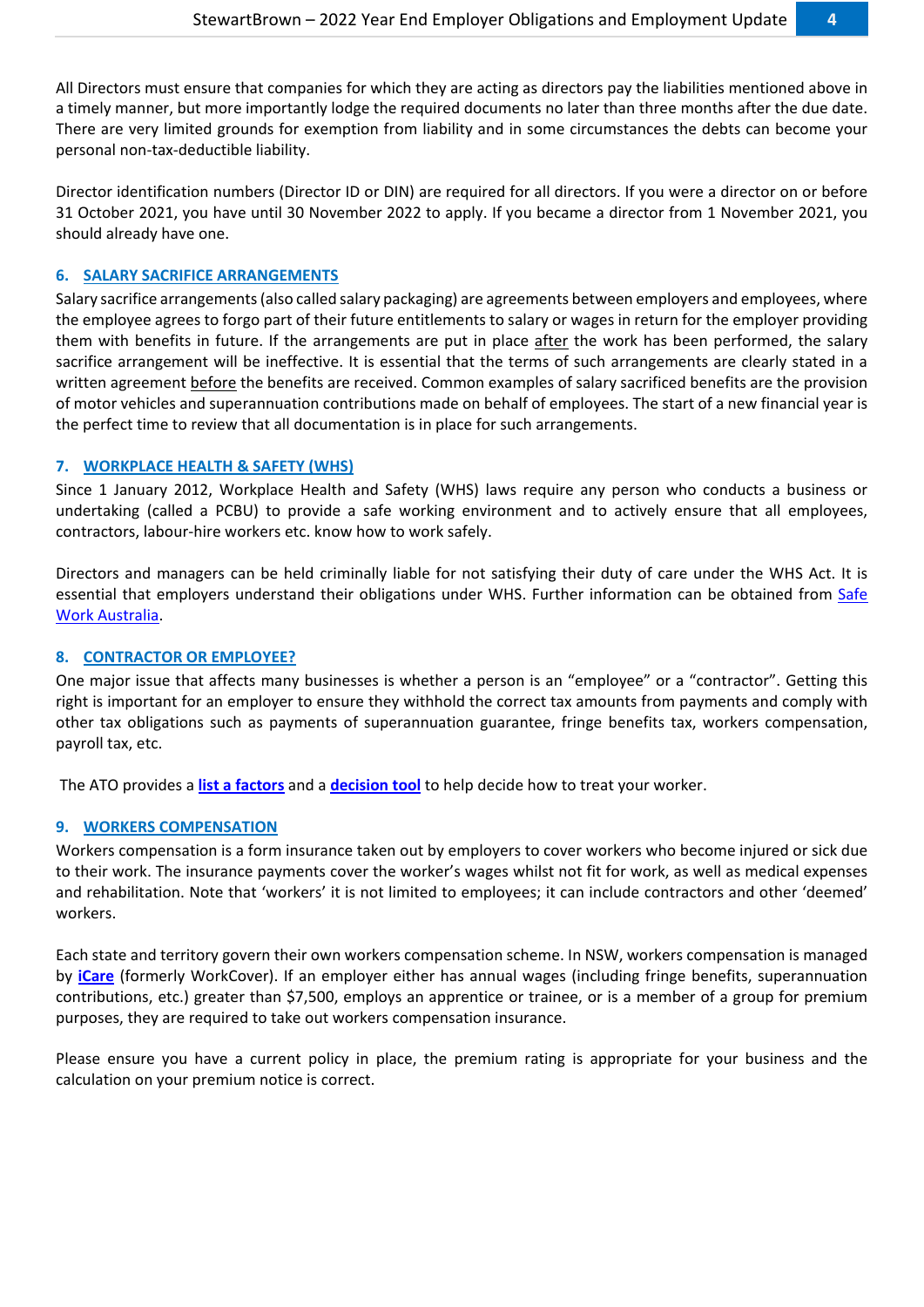All Directors must ensure that companies for which they are acting as directors pay the liabilities mentioned above in a timely manner, but more importantly lodge the required documents no later than three months after the due date. There are very limited grounds for exemption from liability and in some circumstances the debts can become your personal non-tax-deductible liability.

Director identification numbers (Director ID or DIN) are required for all directors. If you were a director on or before 31 October 2021, you have until 30 November 2022 to apply. If you became a director from 1 November 2021, you should already have one.

## 6. SALARY SACRIFICE ARRANGEMENTS

Salary sacrifice arrangements (also called salary packaging) are agreements between employers and employees, where the employee agrees to forgo part of their future entitlements to salary or wages in return for the employer providing them with benefits in future. If the arrangements are put in place after the work has been performed, the salary sacrifice arrangement will be ineffective. It is essential that the terms of such arrangements are clearly stated in a written agreement before the benefits are received. Common examples of salary sacrificed benefits are the provision of motor vehicles and superannuation contributions made on behalf of employees. The start of a new financial year is the perfect time to review that all documentation is in place for such arrangements.

## 7. WORKPLACE HEALTH & SAFETY (WHS)

Since 1 January 2012, Workplace Health and Safety (WHS) laws require any person who conducts a business or undertaking (called a PCBU) to provide a safe working environment and to actively ensure that all employees, contractors, labour-hire workers etc. know how to work safely.

Directors and managers can be held criminally liable for not satisfying their duty of care under the WHS Act. It is essential that employers understand their obligations under WHS. Further information can be obtained from Safe Work Australia.

## 8. CONTRACTOR OR EMPLOYEE?

One major issue that affects many businesses is whether a person is an "employee" or a "contractor". Getting this right is important for an employer to ensure they withhold the correct tax amounts from payments and comply with other tax obligations such as payments of superannuation guarantee, fringe benefits tax, workers compensation, payroll tax, etc.

The ATO provides a **list a factors** and a **decision tool** to help decide how to treat your worker.

## 9. WORKERS COMPENSATION

Workers compensation is a form insurance taken out by employers to cover workers who become injured or sick due to their work. The insurance payments cover the worker's wages whilst not fit for work, as well as medical expenses and rehabilitation. Note that 'workers' it is not limited to employees; it can include contractors and other 'deemed' workers.

Each state and territory govern their own workers compensation scheme. In NSW, workers compensation is managed by **iCare** (formerly WorkCover). If an employer either has annual wages (including fringe benefits, superannuation contributions, etc.) greater than $7,500, employs an apprentice or trainee, or is a member of a group for premium purposes, they are required to take out workers compensation insurance.

Please ensure you have a current policy in place, the premium rating is appropriate for your business and the calculation on your premium notice is correct.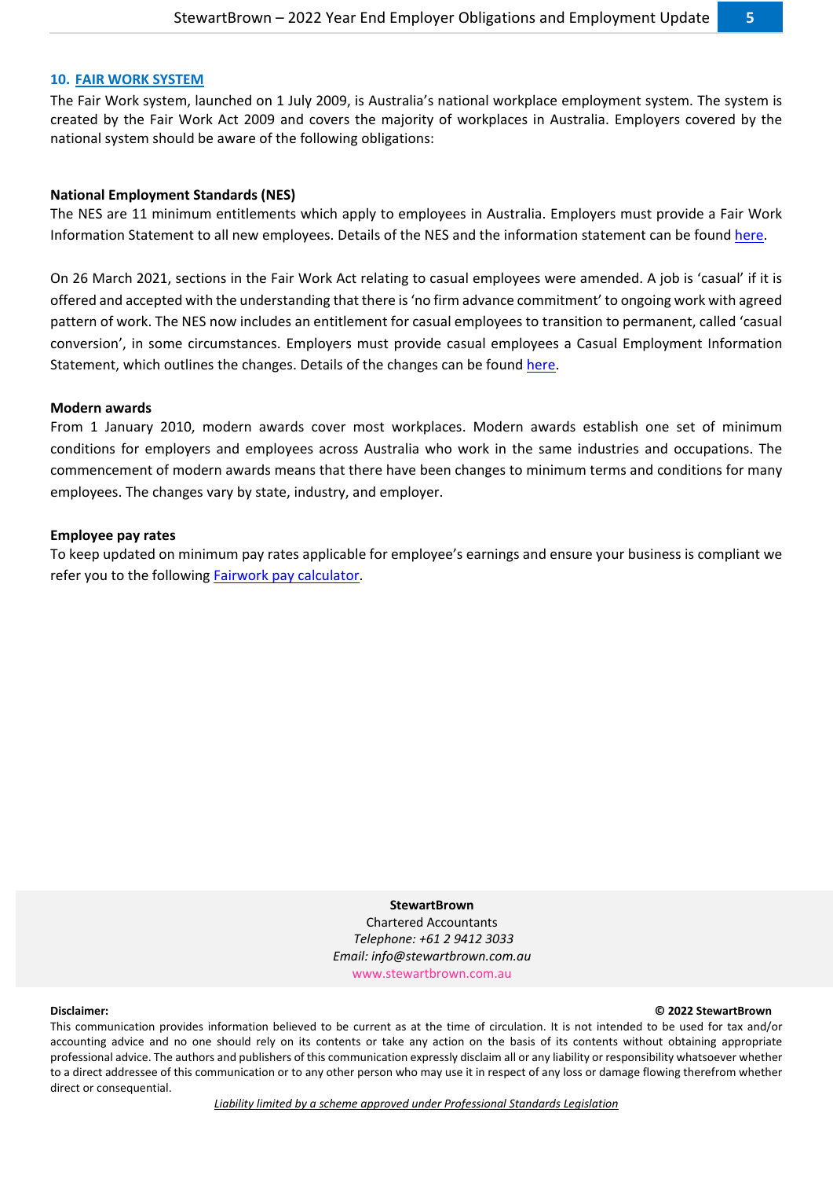## 10. FAIR WORK SYSTEM

The Fair Work system, launched on 1 July 2009, is Australia's national workplace employment system. The system is created by the Fair Work Act 2009 and covers the majority of workplaces in Australia. Employers covered by the national system should be aware of the following obligations:

**National Employment Standards (NES)**

The NES are 11 minimum entitlements which apply to employees in Australia. Employers must provide a Fair Work Information Statement to all new employees. Details of the NES and the information statement can be found here.

On 26 March 2021, sections in the Fair Work Act relating to casual employees were amended. A job is 'casual' if it is offered and accepted with the understanding that there is 'no firm advance commitment' to ongoing work with agreed pattern of work. The NES now includes an entitlement for casual employees to transition to permanent, called 'casual conversion', in some circumstances. Employers must provide casual employees a Casual Employment Information Statement, which outlines the changes. Details of the changes can be found here.

**Modern awards**

From 1 January 2010, modern awards cover most workplaces. Modern awards establish one set of minimum conditions for employers and employees across Australia who work in the same industries and occupations. The commencement of modern awards means that there have been changes to minimum terms and conditions for many employees. The changes vary by state, industry, and employer.

**Employee pay rates**

To keep updated on minimum pay rates applicable for employee's earnings and ensure your business is compliant we refer you to the following Fairwork pay calculator.

**StewartBrown**
Chartered Accountants
*Telephone: +61 2 9412 3033*
*Email: info@stewartbrown.com.au*
www.stewartbrown.com.au

**Disclaimer:** **© 2022 StewartBrown**

This communication provides information believed to be current as at the time of circulation. It is not intended to be used for tax and/or accounting advice and no one should rely on its contents or take any action on the basis of its contents without obtaining appropriate professional advice. The authors and publishers of this communication expressly disclaim all or any liability or responsibility whatsoever whether to a direct addressee of this communication or to any other person who may use it in respect of any loss or damage flowing therefrom whether direct or consequential.

Liability limited by a scheme approved under Professional Standards Legislation